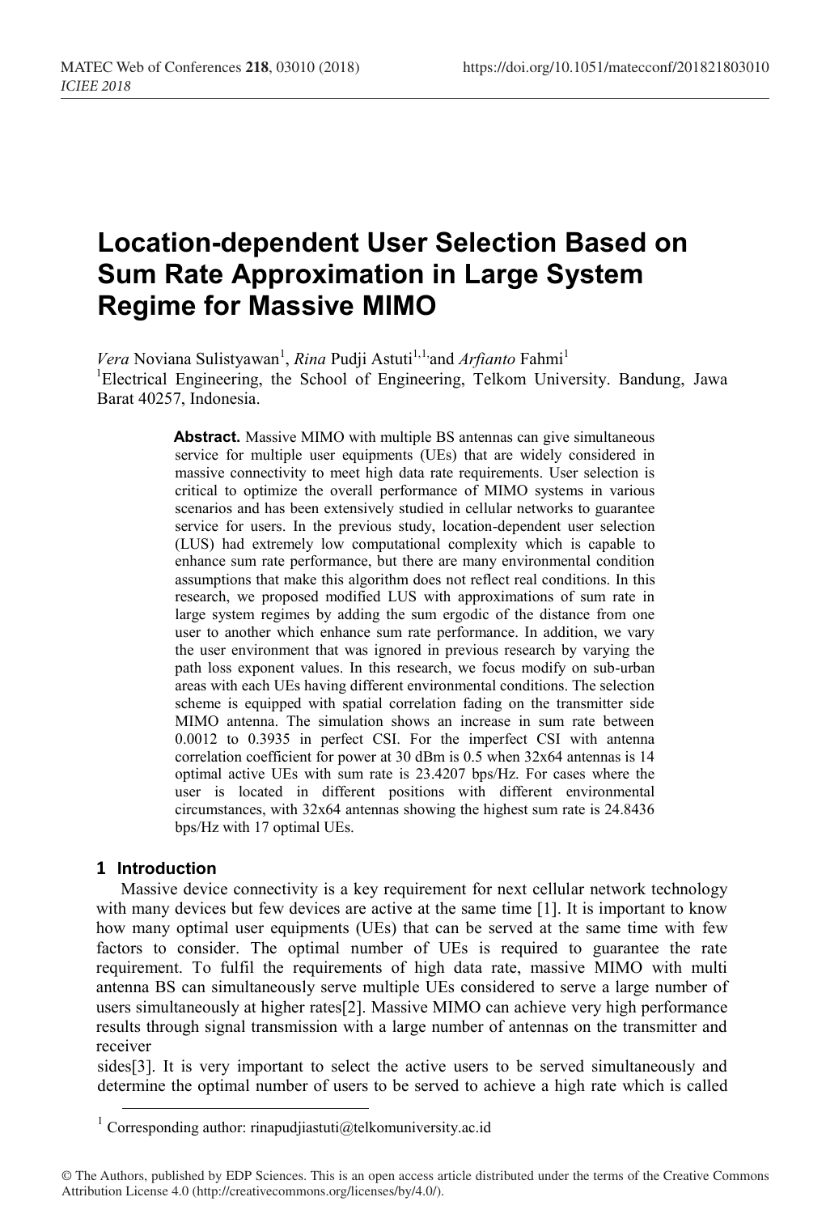# Location-dependent User Selection Based on Sum Rate Approximation in Large System Regime for Massive MIMO

*Vera* Noviana Sulistyawan[1], *Rina* Pudji Astuti[1,1,]and *Arfianto* Fahmi[1]

[1]Electrical Engineering, the School of Engineering, Telkom University. Bandung, Jawa Barat 40257, Indonesia.

**Abstract.** Massive MIMO with multiple BS antennas can give simultaneous service for multiple user equipments (UEs) that are widely considered in massive connectivity to meet high data rate requirements. User selection is critical to optimize the overall performance of MIMO systems in various scenarios and has been extensively studied in cellular networks to guarantee service for users. In the previous study, location-dependent user selection (LUS) had extremely low computational complexity which is capable to enhance sum rate performance, but there are many environmental condition assumptions that make this algorithm does not reflect real conditions. In this research, we proposed modified LUS with approximations of sum rate in large system regimes by adding the sum ergodic of the distance from one user to another which enhance sum rate performance. In addition, we vary the user environment that was ignored in previous research by varying the path loss exponent values. In this research, we focus modify on sub-urban areas with each UEs having different environmental conditions. The selection scheme is equipped with spatial correlation fading on the transmitter side MIMO antenna. The simulation shows an increase in sum rate between 0.0012 to 0.3935 in perfect CSI. For the imperfect CSI with antenna correlation coefficient for power at 30 dBm is 0.5 when 32x64 antennas is 14 optimal active UEs with sum rate is 23.4207 bps/Hz. For cases where the user is located in different positions with different environmental circumstances, with 32x64 antennas showing the highest sum rate is 24.8436 bps/Hz with 17 optimal UEs.

## 1 Introduction

Massive device connectivity is a key requirement for next cellular network technology with many devices but few devices are active at the same time [1]. It is important to know how many optimal user equipments (UEs) that can be served at the same time with few factors to consider. The optimal number of UEs is required to guarantee the rate requirement. To fulfil the requirements of high data rate, massive MIMO with multi antenna BS can simultaneously serve multiple UEs considered to serve a large number of users simultaneously at higher rates[2]. Massive MIMO can achieve very high performance results through signal transmission with a large number of antennas on the transmitter and receiver sides[3]. It is very important to select the active users to be served simultaneously and determine the optimal number of users to be served to achieve a high rate which is called

[1] Corresponding author: rinapudjiastuti@telkomuniversity.ac.id

© The Authors, published by EDP Sciences. This is an open access article distributed under the terms of the Creative Commons Attribution License 4.0 (http://creativecommons.org/licenses/by/4.0/).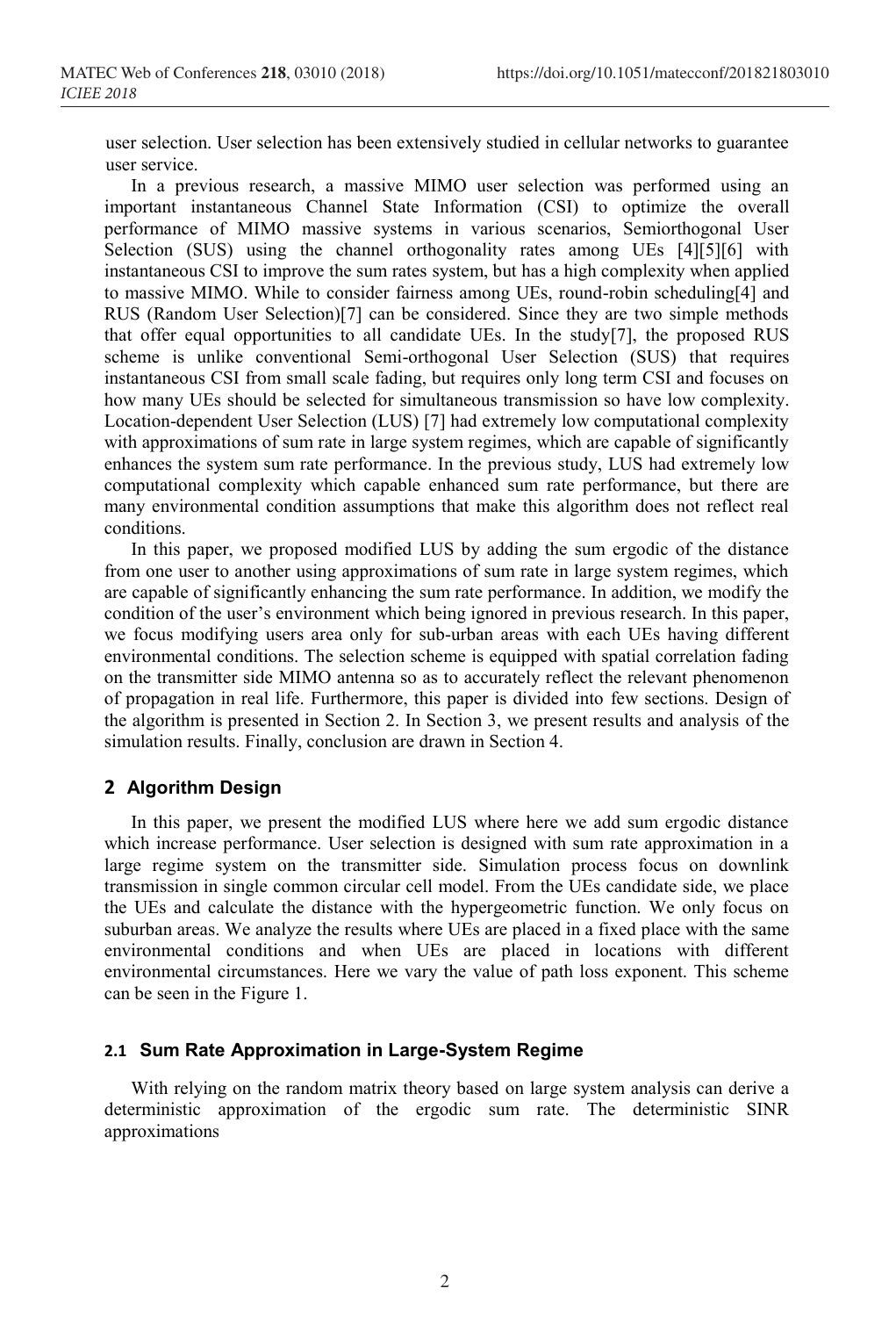user selection. User selection has been extensively studied in cellular networks to guarantee user service.

In a previous research, a massive MIMO user selection was performed using an important instantaneous Channel State Information (CSI) to optimize the overall performance of MIMO massive systems in various scenarios, Semiorthogonal User Selection (SUS) using the channel orthogonality rates among UEs [4][5][6] with instantaneous CSI to improve the sum rates system, but has a high complexity when applied to massive MIMO. While to consider fairness among UEs, round-robin scheduling[4] and RUS (Random User Selection)[7] can be considered. Since they are two simple methods that offer equal opportunities to all candidate UEs. In the study[7], the proposed RUS scheme is unlike conventional Semi-orthogonal User Selection (SUS) that requires instantaneous CSI from small scale fading, but requires only long term CSI and focuses on how many UEs should be selected for simultaneous transmission so have low complexity. Location-dependent User Selection (LUS) [7] had extremely low computational complexity with approximations of sum rate in large system regimes, which are capable of significantly enhances the system sum rate performance. In the previous study, LUS had extremely low computational complexity which capable enhanced sum rate performance, but there are many environmental condition assumptions that make this algorithm does not reflect real conditions.

In this paper, we proposed modified LUS by adding the sum ergodic of the distance from one user to another using approximations of sum rate in large system regimes, which are capable of significantly enhancing the sum rate performance. In addition, we modify the condition of the user's environment which being ignored in previous research. In this paper, we focus modifying users area only for sub-urban areas with each UEs having different environmental conditions. The selection scheme is equipped with spatial correlation fading on the transmitter side MIMO antenna so as to accurately reflect the relevant phenomenon of propagation in real life. Furthermore, this paper is divided into few sections. Design of the algorithm is presented in Section 2. In Section 3, we present results and analysis of the simulation results. Finally, conclusion are drawn in Section 4.

## 2 Algorithm Design

In this paper, we present the modified LUS where here we add sum ergodic distance which increase performance. User selection is designed with sum rate approximation in a large regime system on the transmitter side. Simulation process focus on downlink transmission in single common circular cell model. From the UEs candidate side, we place the UEs and calculate the distance with the hypergeometric function. We only focus on suburban areas. We analyze the results where UEs are placed in a fixed place with the same environmental conditions and when UEs are placed in locations with different environmental circumstances. Here we vary the value of path loss exponent. This scheme can be seen in the Figure 1.

### 2.1 Sum Rate Approximation in Large-System Regime

With relying on the random matrix theory based on large system analysis can derive a deterministic approximation of the ergodic sum rate. The deterministic SINR approximations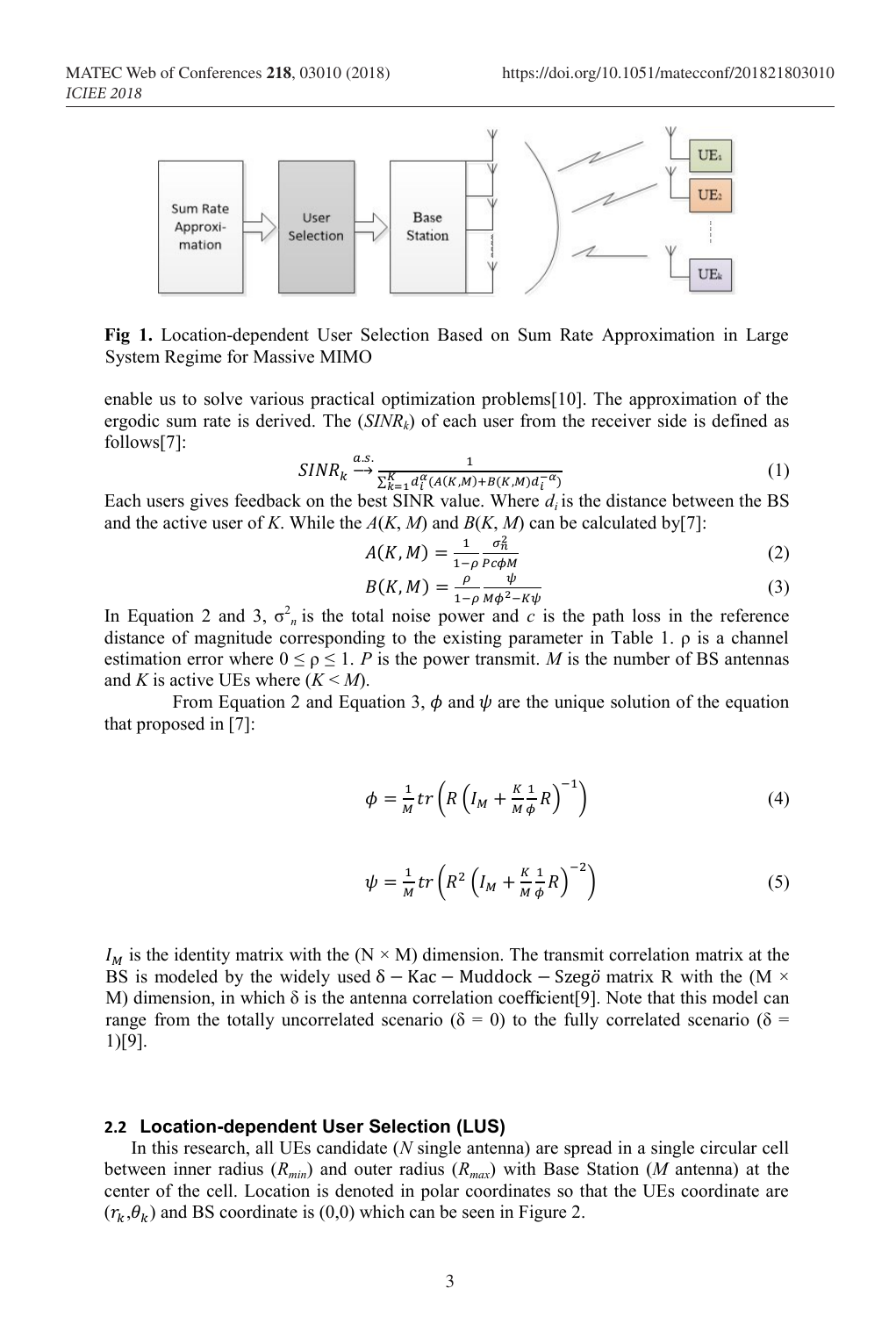**Fig 1.** Location-dependent User Selection Based on Sum Rate Approximation in Large System Regime for Massive MIMO

enable us to solve various practical optimization problems[10]. The approximation of the ergodic sum rate is derived. The ($SINR_k$) of each user from the receiver side is defined as follows[7]:

$$SINR_k \xrightarrow{a.s.} \frac{1}{\sum_{k=1}^{K} d_i^{\alpha}(A(K,M)+B(K,M)d_i^{-\alpha})} \tag{1}$$

Each users gives feedback on the best SINR value. Where $d_i$ is the distance between the BS and the active user of $K$. While the $A(K, M)$ and $B(K, M)$ can be calculated by[7]:

$$A(K,M) = \frac{1}{1-\rho}\frac{\sigma_n^2}{Pc\phi M} \tag{2}$$

$$B(K,M) = \frac{\rho}{1-\rho}\frac{\psi}{M\phi^2 - K\psi} \tag{3}$$

In Equation 2 and 3, $\sigma_n^2$ is the total noise power and $c$ is the path loss in the reference distance of magnitude corresponding to the existing parameter in Table 1. $\rho$ is a channel estimation error where $0 \le \rho \le 1$. $P$ is the power transmit. $M$ is the number of BS antennas and $K$ is active UEs where ($K < M$).

From Equation 2 and Equation 3, $\phi$ and $\psi$ are the unique solution of the equation that proposed in [7]:

$$\phi = \frac{1}{M} tr\left(R\left(I_M + \frac{K}{M}\frac{1}{\phi}R\right)^{-1}\right) \tag{4}$$

$$\psi = \frac{1}{M} tr\left(R^2\left(I_M + \frac{K}{M}\frac{1}{\phi}R\right)^{-2}\right) \tag{5}$$

$I_M$ is the identity matrix with the ($N \times M$) dimension. The transmit correlation matrix at the BS is modeled by the widely used $\delta - \text{Kac} - \text{Muddock} - \text{Szegö}$ matrix R with the ($M \times M$) dimension, in which $\delta$ is the antenna correlation coefficient[9]. Note that this model can range from the totally uncorrelated scenario ($\delta = 0$) to the fully correlated scenario ($\delta = 1$)[9].

### 2.2 Location-dependent User Selection (LUS)

In this research, all UEs candidate ($N$ single antenna) are spread in a single circular cell between inner radius ($R_{min}$) and outer radius ($R_{max}$) with Base Station ($M$ antenna) at the center of the cell. Location is denoted in polar coordinates so that the UEs coordinate are ($r_k$,$\theta_k$) and BS coordinate is (0,0) which can be seen in Figure 2.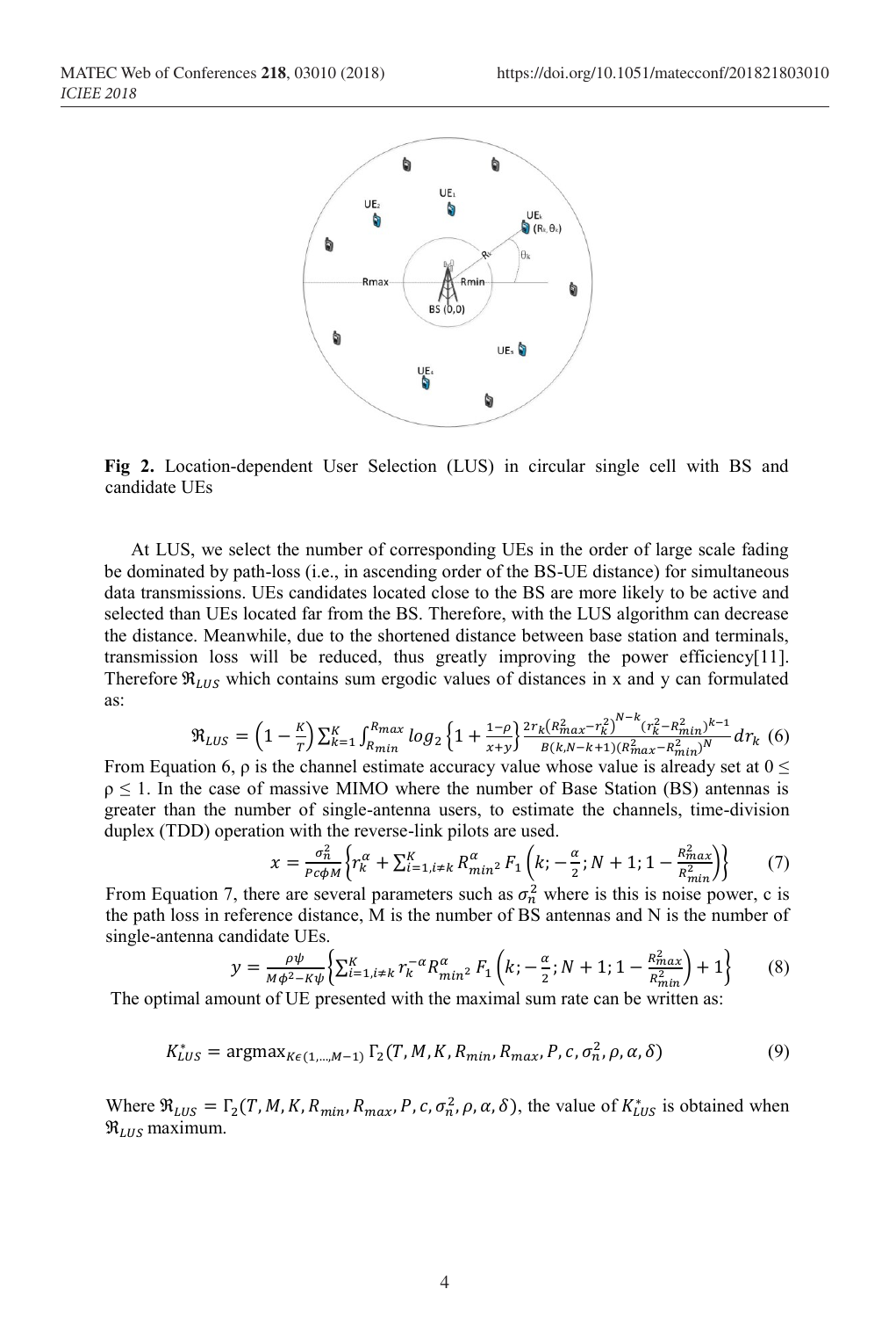**Fig 2.** Location-dependent User Selection (LUS) in circular single cell with BS and candidate UEs

At LUS, we select the number of corresponding UEs in the order of large scale fading be dominated by path-loss (i.e., in ascending order of the BS-UE distance) for simultaneous data transmissions. UEs candidates located close to the BS are more likely to be active and selected than UEs located far from the BS. Therefore, with the LUS algorithm can decrease the distance. Meanwhile, due to the shortened distance between base station and terminals, transmission loss will be reduced, thus greatly improving the power efficiency[11]. Therefore $\Re_{LUS}$ which contains sum ergodic values of distances in x and y can formulated as:

$$\Re_{LUS} = \left(1 - \frac{K}{T}\right)\sum_{k=1}^{K}\int_{R_{min}}^{R_{max}} log_2\left\{1 + \frac{1-\rho}{x+y}\right\}\frac{2r_k\left(R_{max}^2 - r_k^2\right)^{N-k}\left(r_k^2 - R_{min}^2\right)^{k-1}}{B(k, N-k+1)\left(R_{max}^2 - R_{min}^2\right)^N} dr_k \quad (6)$$

From Equation 6, ρ is the channel estimate accuracy value whose value is already set at $0 \leq \rho \leq 1$. In the case of massive MIMO where the number of Base Station (BS) antennas is greater than the number of single-antenna users, to estimate the channels, time-division duplex (TDD) operation with the reverse-link pilots are used.

$$x = \frac{\sigma_n^2}{Pc\phi M}\left\{r_k^\alpha + \sum_{i=1, i\neq k}^{K} R_{min}^\alpha{}^2 F_1\left(k; -\frac{\alpha}{2}; N+1; 1 - \frac{R_{max}^2}{R_{min}^2}\right)\right\} \quad (7)$$

From Equation 7, there are several parameters such as $\sigma_n^2$ where is this is noise power, c is the path loss in reference distance, M is the number of BS antennas and N is the number of single-antenna candidate UEs.

$$y = \frac{\rho\psi}{M\phi^2 - K\psi}\left\{\sum_{i=1, i\neq k}^{K} r_k^{-\alpha} R_{min}^\alpha{}^2 F_1\left(k; -\frac{\alpha}{2}; N+1; 1 - \frac{R_{max}^2}{R_{min}^2}\right) + 1\right\} \quad (8)$$

The optimal amount of UE presented with the maximal sum rate can be written as:

$$K_{LUS}^* = \text{argmax}_{K\epsilon(1,\ldots,M-1)}\, \Gamma_2(T, M, K, R_{min}, R_{max}, P, c, \sigma_n^2, \rho, \alpha, \delta) \quad (9)$$

Where $\Re_{LUS} = \Gamma_2(T, M, K, R_{min}, R_{max}, P, c, \sigma_n^2, \rho, \alpha, \delta)$, the value of $K_{LUS}^*$ is obtained when $\Re_{LUS}$ maximum.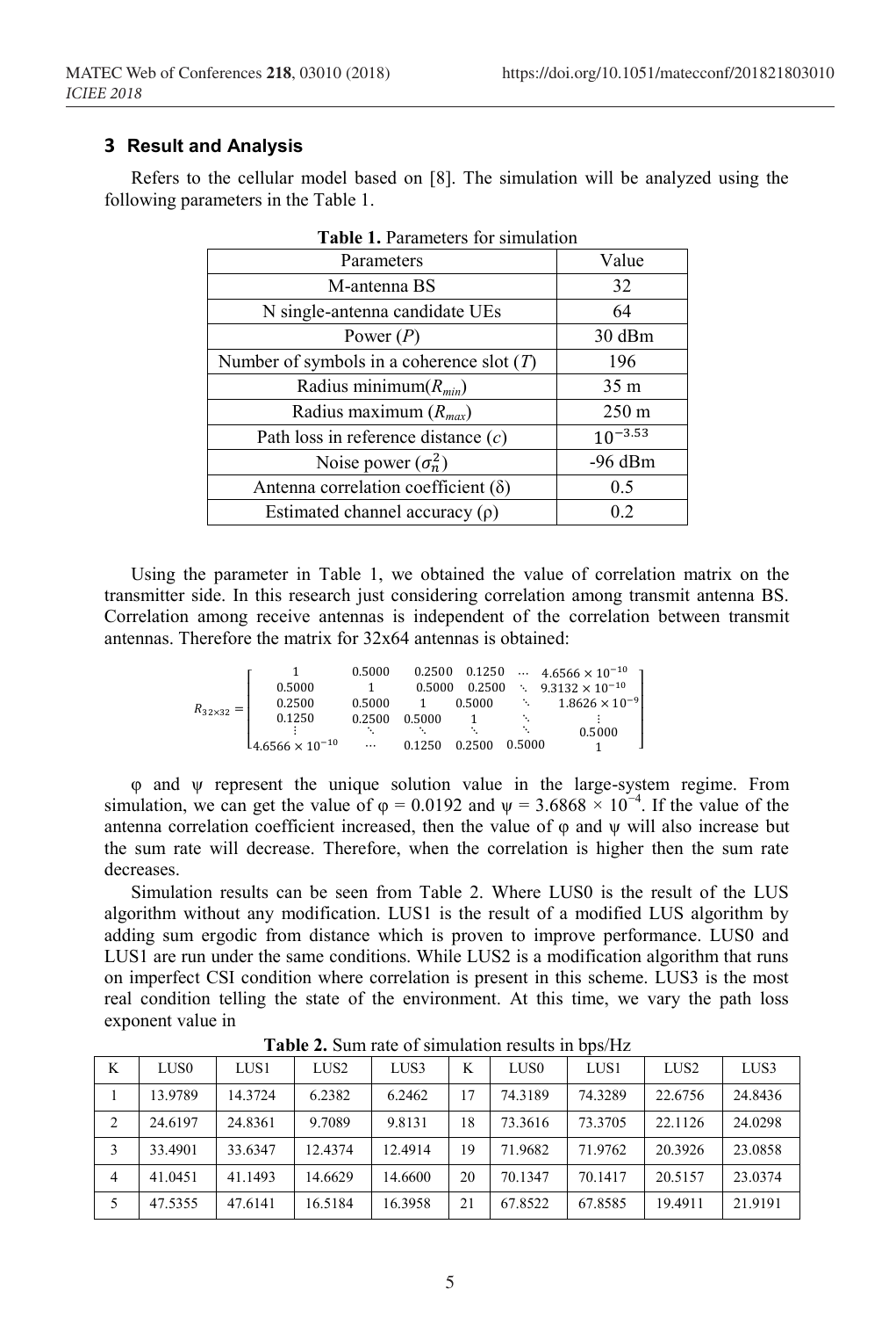## 3 Result and Analysis

Refers to the cellular model based on [8]. The simulation will be analyzed using the following parameters in the Table 1.

**Table 1.** Parameters for simulation

| Parameters | Value |
|---|---|
| M-antenna BS | 32 |
| N single-antenna candidate UEs | 64 |
| Power ($P$) | 30 dBm |
| Number of symbols in a coherence slot ($T$) | 196 |
| Radius minimum($R_{min}$) | 35 m |
| Radius maximum ($R_{max}$) | 250 m |
| Path loss in reference distance ($c$) | $10^{-3.53}$ |
| Noise power ($\sigma_n^2$) | -96 dBm |
| Antenna correlation coefficient (δ) | 0.5 |
| Estimated channel accuracy (ρ) | 0.2 |

Using the parameter in Table 1, we obtained the value of correlation matrix on the transmitter side. In this research just considering correlation among transmit antenna BS. Correlation among receive antennas is independent of the correlation between transmit antennas. Therefore the matrix for 32x64 antennas is obtained:

$$R_{32\times32} = \begin{bmatrix} 1 & 0.5000 & 0.2500 & 0.1250 & \cdots & 4.6566\times10^{-10} \\ 0.5000 & 1 & 0.5000 & 0.2500 & \ddots & 9.3132\times10^{-10} \\ 0.2500 & 0.5000 & 1 & 0.5000 & \ddots & 1.8626\times10^{-9} \\ 0.1250 & 0.2500 & 0.5000 & 1 & \ddots & \vdots \\ \vdots & \ddots & \ddots & \ddots & \ddots & 0.5000 \\ 4.6566\times10^{-10} & \cdots & 0.1250 & 0.2500 & 0.5000 & 1 \end{bmatrix}$$

φ and ψ represent the unique solution value in the large-system regime. From simulation, we can get the value of $\varphi = 0.0192$ and $\psi = 3.6868 \times 10^{-4}$. If the value of the antenna correlation coefficient increased, then the value of φ and ψ will also increase but the sum rate will decrease. Therefore, when the correlation is higher then the sum rate decreases.

Simulation results can be seen from Table 2. Where LUS0 is the result of the LUS algorithm without any modification. LUS1 is the result of a modified LUS algorithm by adding sum ergodic from distance which is proven to improve performance. LUS0 and LUS1 are run under the same conditions. While LUS2 is a modification algorithm that runs on imperfect CSI condition where correlation is present in this scheme. LUS3 is the most real condition telling the state of the environment. At this time, we vary the path loss exponent value in

**Table 2.** Sum rate of simulation results in bps/Hz

| K | LUS0 | LUS1 | LUS2 | LUS3 | K | LUS0 | LUS1 | LUS2 | LUS3 |
|---|---|---|---|---|---|---|---|---|---|
| 1 | 13.9789 | 14.3724 | 6.2382 | 6.2462 | 17 | 74.3189 | 74.3289 | 22.6756 | 24.8436 |
| 2 | 24.6197 | 24.8361 | 9.7089 | 9.8131 | 18 | 73.3616 | 73.3705 | 22.1126 | 24.0298 |
| 3 | 33.4901 | 33.6347 | 12.4374 | 12.4914 | 19 | 71.9682 | 71.9762 | 20.3926 | 23.0858 |
| 4 | 41.0451 | 41.1493 | 14.6629 | 14.6600 | 20 | 70.1347 | 70.1417 | 20.5157 | 23.0374 |
| 5 | 47.5355 | 47.6141 | 16.5184 | 16.3958 | 21 | 67.8522 | 67.8585 | 19.4911 | 21.9191 |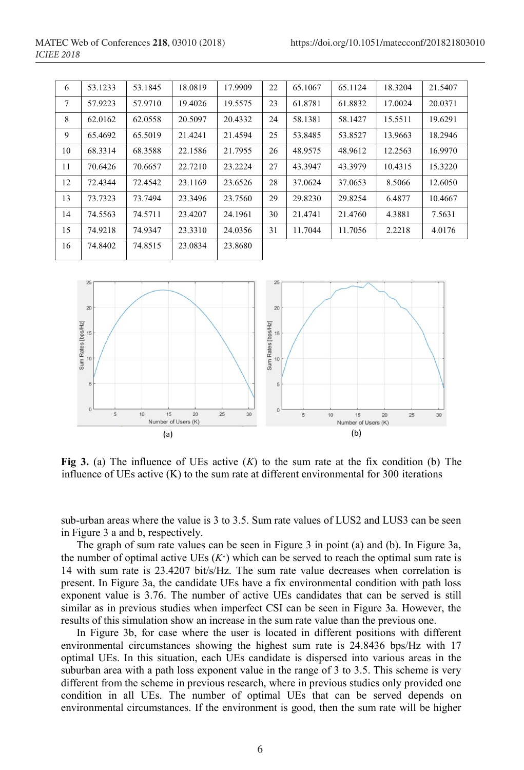| 6 | 53.1233 | 53.1845 | 18.0819 | 17.9909 | 22 | 65.1067 | 65.1124 | 18.3204 | 21.5407 |
|---|---|---|---|---|---|---|---|---|---|
| 7 | 57.9223 | 57.9710 | 19.4026 | 19.5575 | 23 | 61.8781 | 61.8832 | 17.0024 | 20.0371 |
| 8 | 62.0162 | 62.0558 | 20.5097 | 20.4332 | 24 | 58.1381 | 58.1427 | 15.5511 | 19.6291 |
| 9 | 65.4692 | 65.5019 | 21.4241 | 21.4594 | 25 | 53.8485 | 53.8527 | 13.9663 | 18.2946 |
| 10 | 68.3314 | 68.3588 | 22.1586 | 21.7955 | 26 | 48.9575 | 48.9612 | 12.2563 | 16.9970 |
| 11 | 70.6426 | 70.6657 | 22.7210 | 23.2224 | 27 | 43.3947 | 43.3979 | 10.4315 | 15.3220 |
| 12 | 72.4344 | 72.4542 | 23.1169 | 23.6526 | 28 | 37.0624 | 37.0653 | 8.5066 | 12.6050 |
| 13 | 73.7323 | 73.7494 | 23.3496 | 23.7560 | 29 | 29.8230 | 29.8254 | 6.4877 | 10.4667 |
| 14 | 74.5563 | 74.5711 | 23.4207 | 24.1961 | 30 | 21.4741 | 21.4760 | 4.3881 | 7.5631 |
| 15 | 74.9218 | 74.9347 | 23.3310 | 24.0356 | 31 | 11.7044 | 11.7056 | 2.2218 | 4.0176 |
| 16 | 74.8402 | 74.8515 | 23.0834 | 23.8680 | | | | | |

**Fig 3.** (a) The influence of UEs active ($K$) to the sum rate at the fix condition (b) The influence of UEs active (K) to the sum rate at different environmental for 300 iterations

sub-urban areas where the value is 3 to 3.5. Sum rate values of LUS2 and LUS3 can be seen in Figure 3 a and b, respectively.

The graph of sum rate values can be seen in Figure 3 in point (a) and (b). In Figure 3a, the number of optimal active UEs ($K^*$) which can be served to reach the optimal sum rate is 14 with sum rate is 23.4207 bit/s/Hz. The sum rate value decreases when correlation is present. In Figure 3a, the candidate UEs have a fix environmental condition with path loss exponent value is 3.76. The number of active UEs candidates that can be served is still similar as in previous studies when imperfect CSI can be seen in Figure 3a. However, the results of this simulation show an increase in the sum rate value than the previous one.

In Figure 3b, for case where the user is located in different positions with different environmental circumstances showing the highest sum rate is 24.8436 bps/Hz with 17 optimal UEs. In this situation, each UEs candidate is dispersed into various areas in the suburban area with a path loss exponent value in the range of 3 to 3.5. This scheme is very different from the scheme in previous research, where in previous studies only provided one condition in all UEs. The number of optimal UEs that can be served depends on environmental circumstances. If the environment is good, then the sum rate will be higher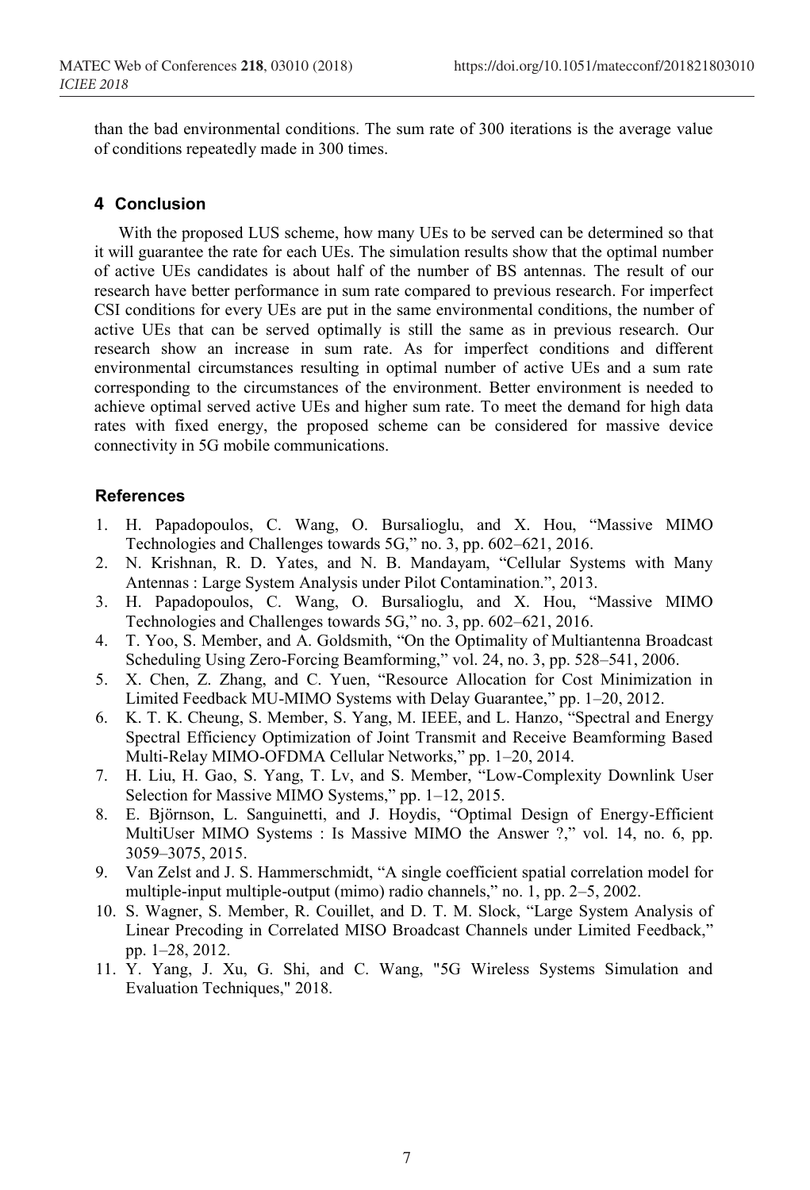than the bad environmental conditions. The sum rate of 300 iterations is the average value of conditions repeatedly made in 300 times.

## 4 Conclusion

With the proposed LUS scheme, how many UEs to be served can be determined so that it will guarantee the rate for each UEs. The simulation results show that the optimal number of active UEs candidates is about half of the number of BS antennas. The result of our research have better performance in sum rate compared to previous research. For imperfect CSI conditions for every UEs are put in the same environmental conditions, the number of active UEs that can be served optimally is still the same as in previous research. Our research show an increase in sum rate. As for imperfect conditions and different environmental circumstances resulting in optimal number of active UEs and a sum rate corresponding to the circumstances of the environment. Better environment is needed to achieve optimal served active UEs and higher sum rate. To meet the demand for high data rates with fixed energy, the proposed scheme can be considered for massive device connectivity in 5G mobile communications.

## References

1. H. Papadopoulos, C. Wang, O. Bursalioglu, and X. Hou, "Massive MIMO Technologies and Challenges towards 5G," no. 3, pp. 602–621, 2016.
2. N. Krishnan, R. D. Yates, and N. B. Mandayam, "Cellular Systems with Many Antennas : Large System Analysis under Pilot Contamination.", 2013.
3. H. Papadopoulos, C. Wang, O. Bursalioglu, and X. Hou, "Massive MIMO Technologies and Challenges towards 5G," no. 3, pp. 602–621, 2016.
4. T. Yoo, S. Member, and A. Goldsmith, "On the Optimality of Multiantenna Broadcast Scheduling Using Zero-Forcing Beamforming," vol. 24, no. 3, pp. 528–541, 2006.
5. X. Chen, Z. Zhang, and C. Yuen, "Resource Allocation for Cost Minimization in Limited Feedback MU-MIMO Systems with Delay Guarantee," pp. 1–20, 2012.
6. K. T. K. Cheung, S. Member, S. Yang, M. IEEE, and L. Hanzo, "Spectral and Energy Spectral Efficiency Optimization of Joint Transmit and Receive Beamforming Based Multi-Relay MIMO-OFDMA Cellular Networks," pp. 1–20, 2014.
7. H. Liu, H. Gao, S. Yang, T. Lv, and S. Member, "Low-Complexity Downlink User Selection for Massive MIMO Systems," pp. 1–12, 2015.
8. E. Björnson, L. Sanguinetti, and J. Hoydis, "Optimal Design of Energy-Efficient MultiUser MIMO Systems : Is Massive MIMO the Answer ?," vol. 14, no. 6, pp. 3059–3075, 2015.
9. Van Zelst and J. S. Hammerschmidt, "A single coefficient spatial correlation model for multiple-input multiple-output (mimo) radio channels," no. 1, pp. 2–5, 2002.
10. S. Wagner, S. Member, R. Couillet, and D. T. M. Slock, "Large System Analysis of Linear Precoding in Correlated MISO Broadcast Channels under Limited Feedback," pp. 1–28, 2012.
11. Y. Yang, J. Xu, G. Shi, and C. Wang, "5G Wireless Systems Simulation and Evaluation Techniques," 2018.